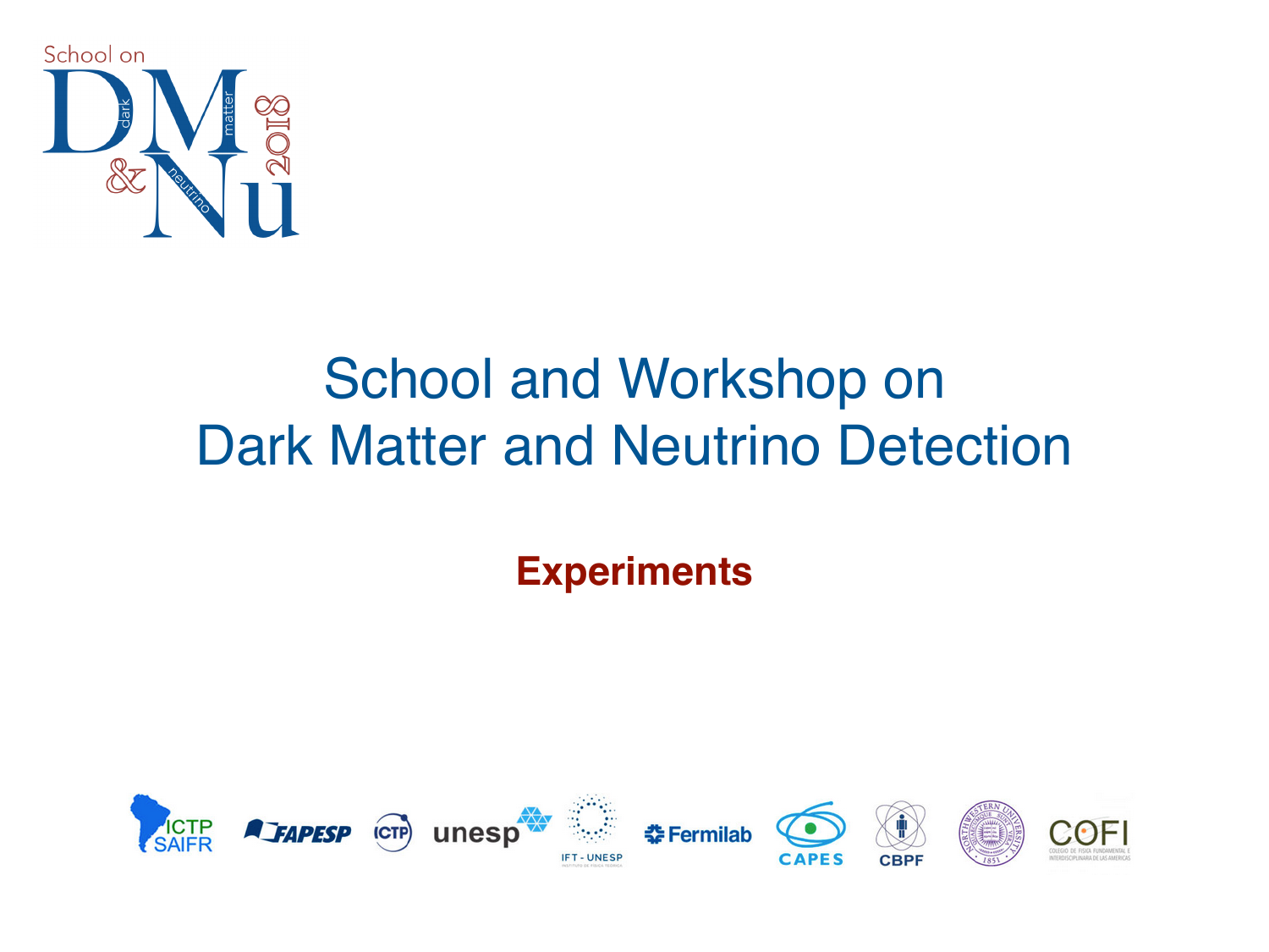School on DM & Nu 2018

# School and Workshop on Dark Matter and Neutrino Detection

**Experiments**

ICTP SAIFR · FAPESP · ICTP · unesp · IFT - UNESP · Fermilab · CAPES · CBPF · Northwestern University · COFI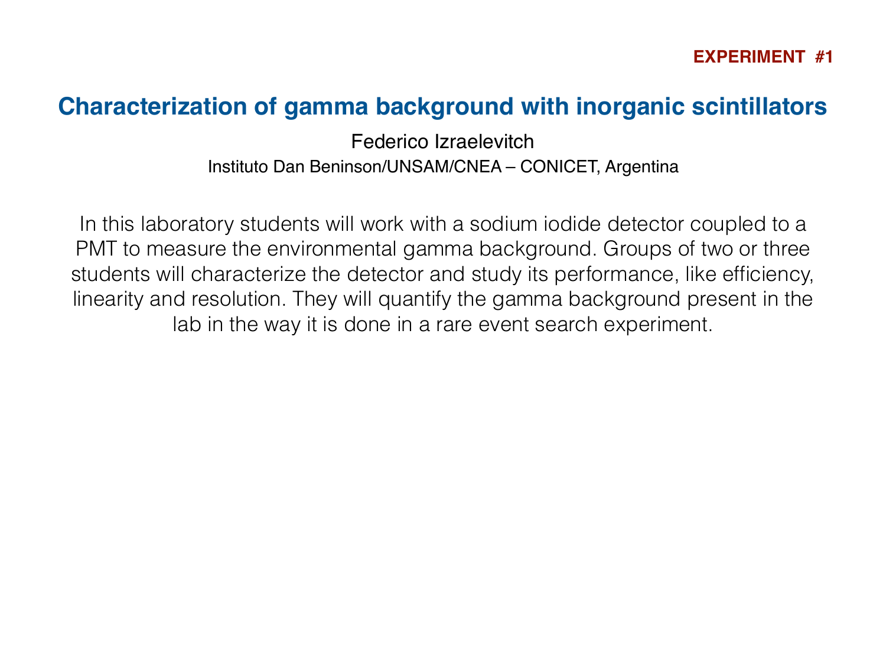**EXPERIMENT #1**

## Characterization of gamma background with inorganic scintillators

Federico Izraelevitch

Instituto Dan Beninson/UNSAM/CNEA – CONICET, Argentina

In this laboratory students will work with a sodium iodide detector coupled to a PMT to measure the environmental gamma background. Groups of two or three students will characterize the detector and study its performance, like efficiency, linearity and resolution. They will quantify the gamma background present in the lab in the way it is done in a rare event search experiment.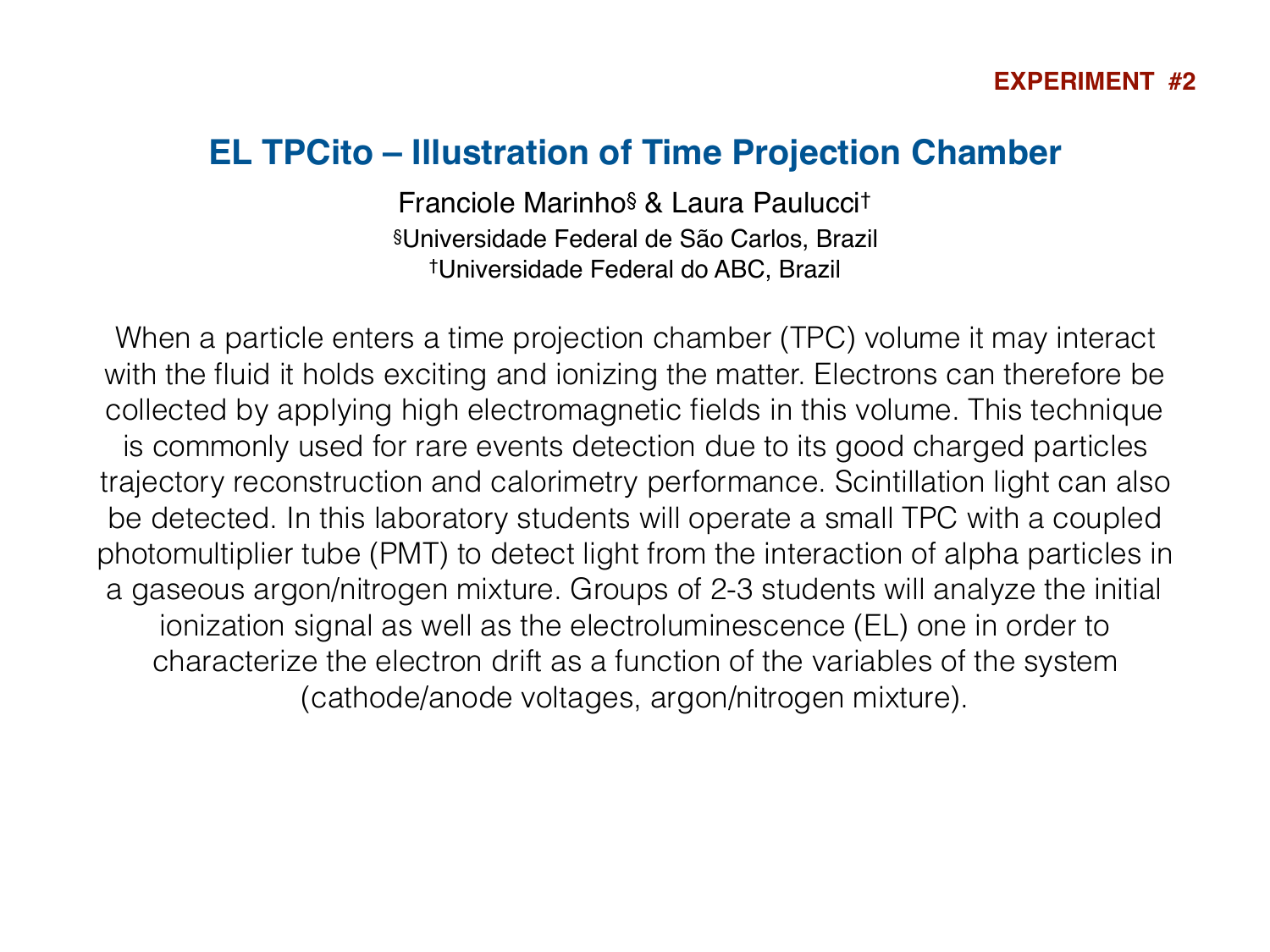**EXPERIMENT #2**

## EL TPCito – Illustration of Time Projection Chamber

Franciole Marinho[§] & Laura Paulucci[†]

[§]Universidade Federal de São Carlos, Brazil

[†]Universidade Federal do ABC, Brazil

When a particle enters a time projection chamber (TPC) volume it may interact with the fluid it holds exciting and ionizing the matter. Electrons can therefore be collected by applying high electromagnetic fields in this volume. This technique is commonly used for rare events detection due to its good charged particles trajectory reconstruction and calorimetry performance. Scintillation light can also be detected. In this laboratory students will operate a small TPC with a coupled photomultiplier tube (PMT) to detect light from the interaction of alpha particles in a gaseous argon/nitrogen mixture. Groups of 2-3 students will analyze the initial ionization signal as well as the electroluminescence (EL) one in order to characterize the electron drift as a function of the variables of the system (cathode/anode voltages, argon/nitrogen mixture).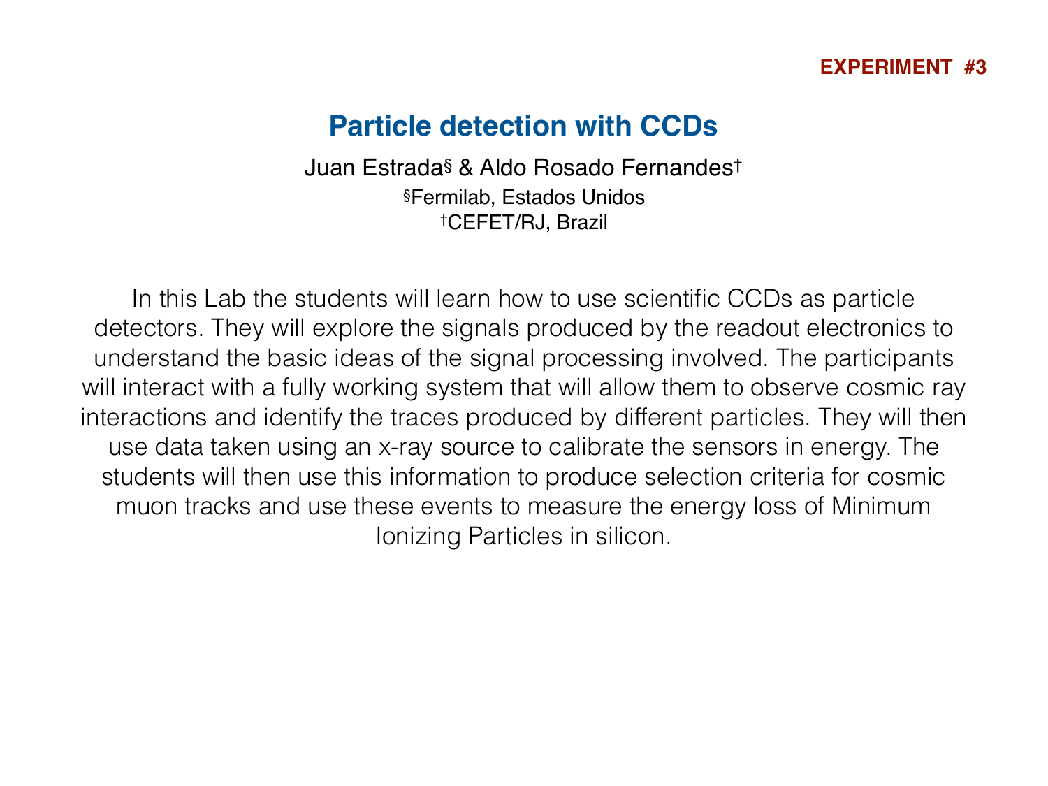**EXPERIMENT #3**

# Particle detection with CCDs

Juan Estrada[§] & Aldo Rosado Fernandes[†]

[§]Fermilab, Estados Unidos

[†]CEFET/RJ, Brazil

In this Lab the students will learn how to use scientific CCDs as particle detectors. They will explore the signals produced by the readout electronics to understand the basic ideas of the signal processing involved. The participants will interact with a fully working system that will allow them to observe cosmic ray interactions and identify the traces produced by different particles. They will then use data taken using an x-ray source to calibrate the sensors in energy. The students will then use this information to produce selection criteria for cosmic muon tracks and use these events to measure the energy loss of Minimum Ionizing Particles in silicon.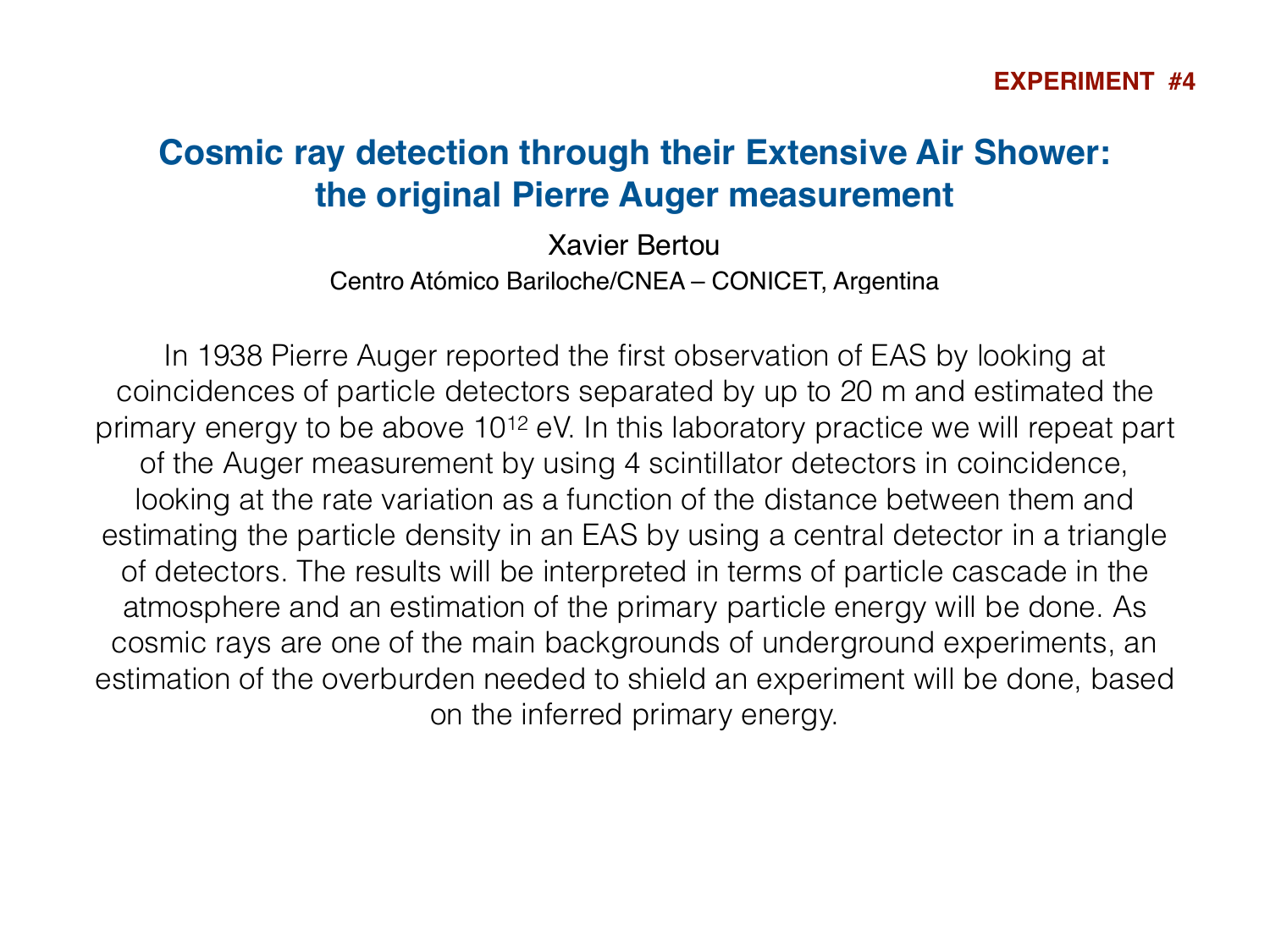**EXPERIMENT #4**

# Cosmic ray detection through their Extensive Air Shower: the original Pierre Auger measurement

Xavier Bertou

Centro Atómico Bariloche/CNEA – CONICET, Argentina

In 1938 Pierre Auger reported the first observation of EAS by looking at coincidences of particle detectors separated by up to 20 m and estimated the primary energy to be above $10^{12}$ eV. In this laboratory practice we will repeat part of the Auger measurement by using 4 scintillator detectors in coincidence, looking at the rate variation as a function of the distance between them and estimating the particle density in an EAS by using a central detector in a triangle of detectors. The results will be interpreted in terms of particle cascade in the atmosphere and an estimation of the primary particle energy will be done. As cosmic rays are one of the main backgrounds of underground experiments, an estimation of the overburden needed to shield an experiment will be done, based on the inferred primary energy.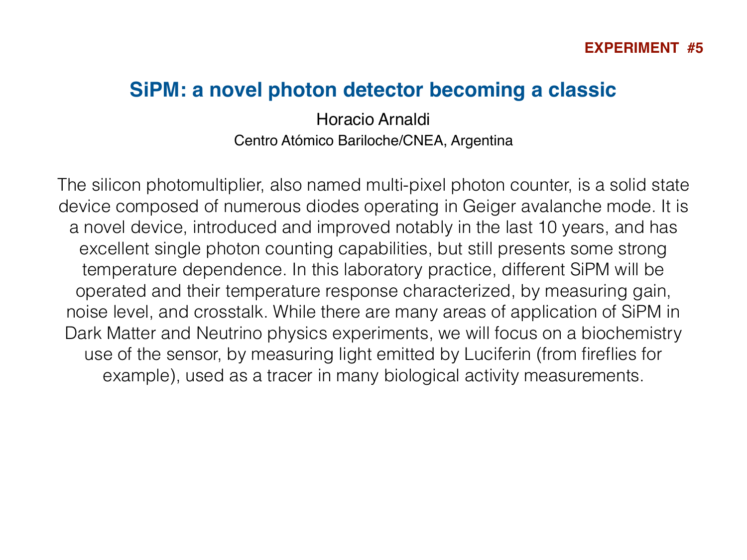**EXPERIMENT #5**

## SiPM: a novel photon detector becoming a classic

Horacio Arnaldi

Centro Atómico Bariloche/CNEA, Argentina

The silicon photomultiplier, also named multi-pixel photon counter, is a solid state device composed of numerous diodes operating in Geiger avalanche mode. It is a novel device, introduced and improved notably in the last 10 years, and has excellent single photon counting capabilities, but still presents some strong temperature dependence. In this laboratory practice, different SiPM will be operated and their temperature response characterized, by measuring gain, noise level, and crosstalk. While there are many areas of application of SiPM in Dark Matter and Neutrino physics experiments, we will focus on a biochemistry use of the sensor, by measuring light emitted by Luciferin (from fireflies for example), used as a tracer in many biological activity measurements.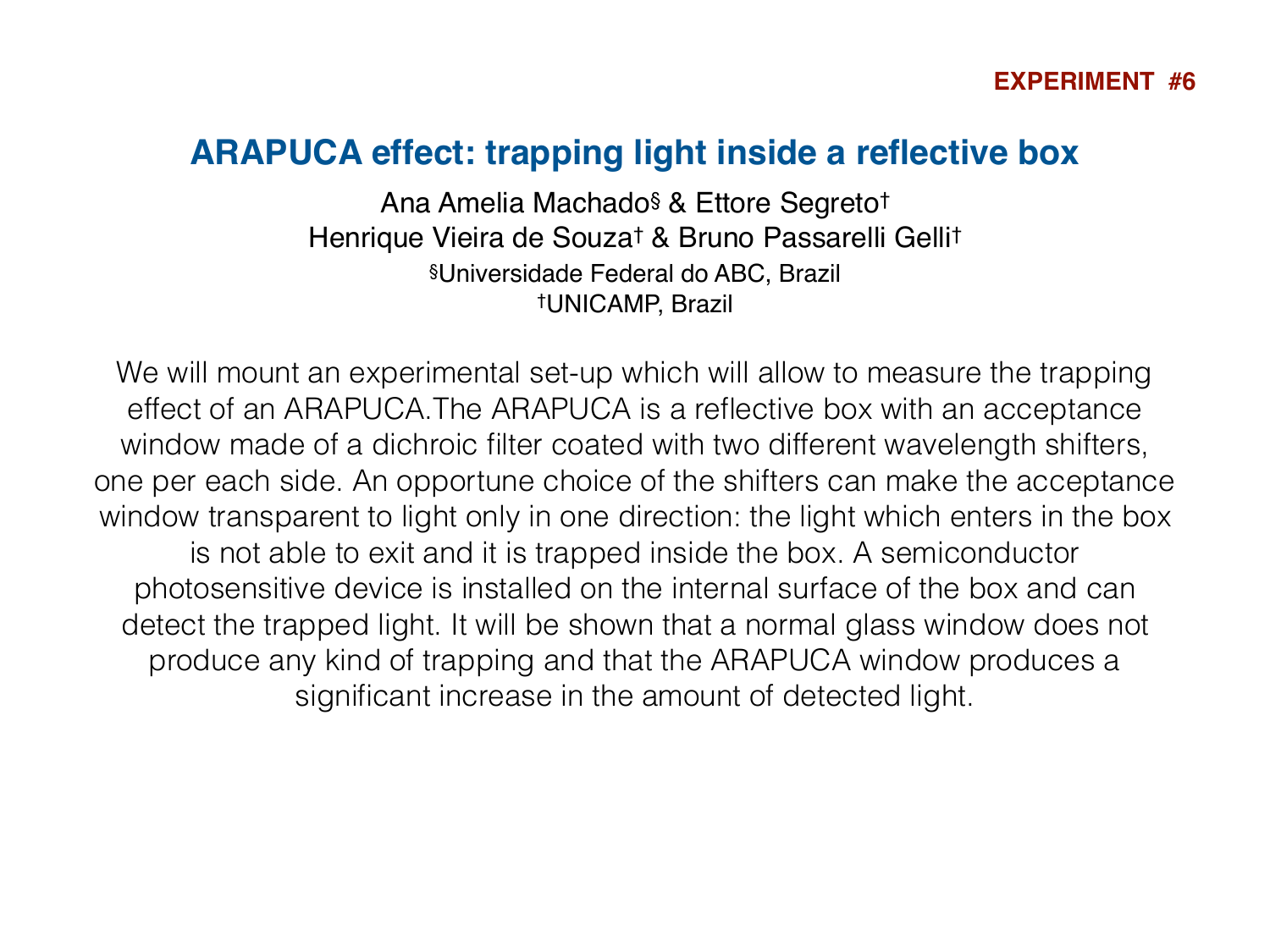**EXPERIMENT #6**

## ARAPUCA effect: trapping light inside a reflective box

Ana Amelia Machado[§] & Ettore Segreto[†]
Henrique Vieira de Souza[†] & Bruno Passarelli Gelli[†]
[§]Universidade Federal do ABC, Brazil
[†]UNICAMP, Brazil

We will mount an experimental set-up which will allow to measure the trapping effect of an ARAPUCA.The ARAPUCA is a reflective box with an acceptance window made of a dichroic filter coated with two different wavelength shifters, one per each side. An opportune choice of the shifters can make the acceptance window transparent to light only in one direction: the light which enters in the box is not able to exit and it is trapped inside the box. A semiconductor photosensitive device is installed on the internal surface of the box and can detect the trapped light. It will be shown that a normal glass window does not produce any kind of trapping and that the ARAPUCA window produces a significant increase in the amount of detected light.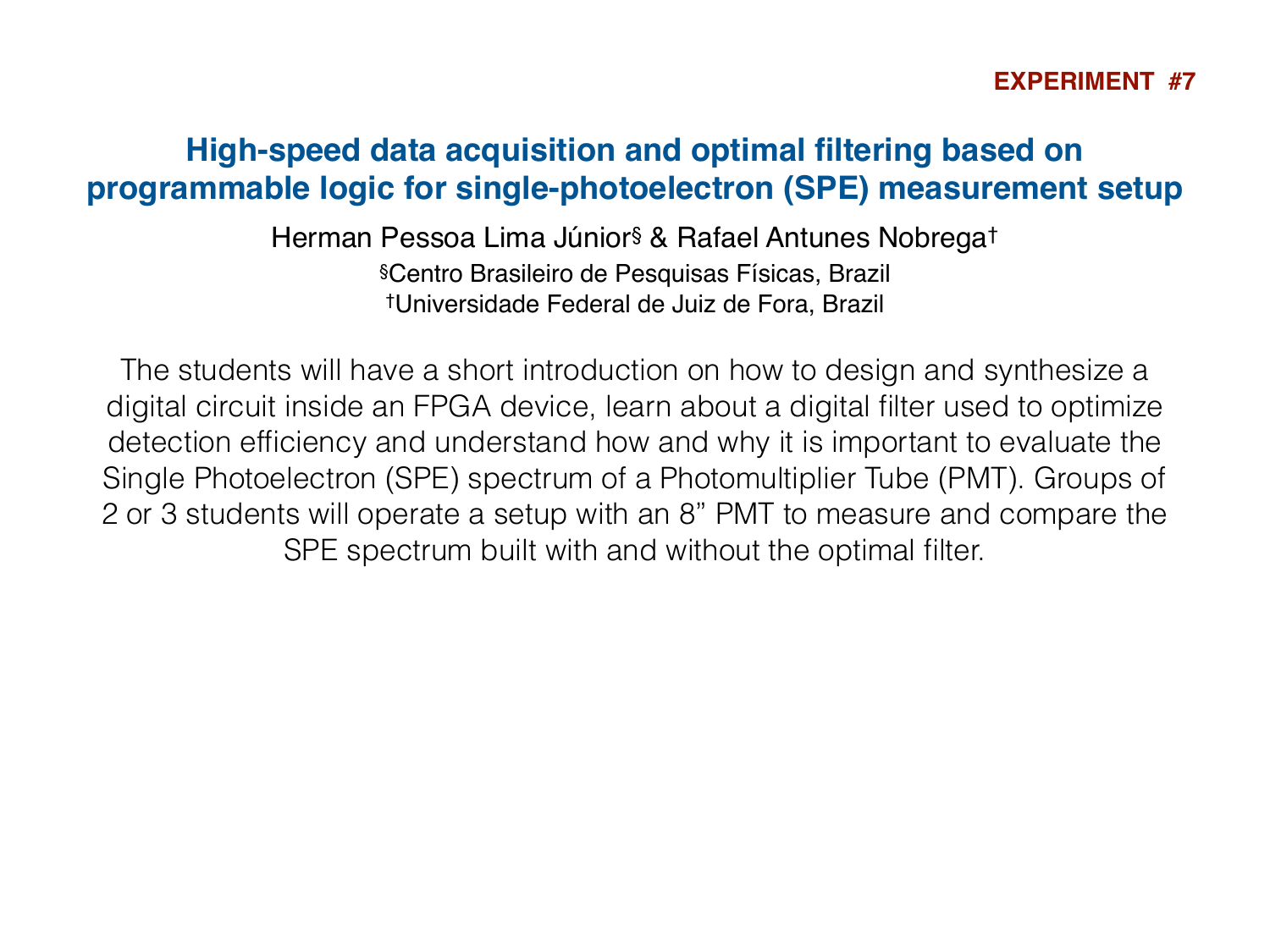**EXPERIMENT #7**

# High-speed data acquisition and optimal filtering based on programmable logic for single-photoelectron (SPE) measurement setup

Herman Pessoa Lima Júnior[§] & Rafael Antunes Nobrega[†]

[§]Centro Brasileiro de Pesquisas Físicas, Brazil

[†]Universidade Federal de Juiz de Fora, Brazil

The students will have a short introduction on how to design and synthesize a digital circuit inside an FPGA device, learn about a digital filter used to optimize detection efficiency and understand how and why it is important to evaluate the Single Photoelectron (SPE) spectrum of a Photomultiplier Tube (PMT). Groups of 2 or 3 students will operate a setup with an 8" PMT to measure and compare the SPE spectrum built with and without the optimal filter.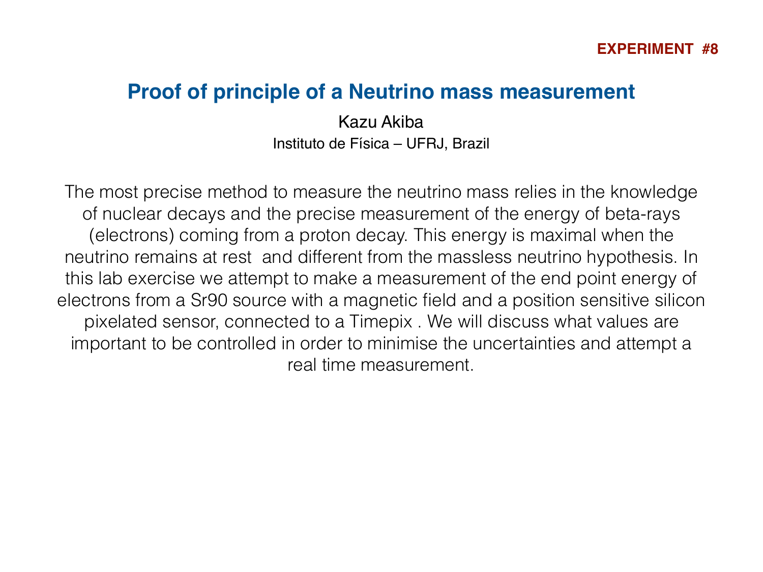**EXPERIMENT #8**

## Proof of principle of a Neutrino mass measurement

Kazu Akiba

Instituto de Física – UFRJ, Brazil

The most precise method to measure the neutrino mass relies in the knowledge of nuclear decays and the precise measurement of the energy of beta-rays (electrons) coming from a proton decay. This energy is maximal when the neutrino remains at rest and different from the massless neutrino hypothesis. In this lab exercise we attempt to make a measurement of the end point energy of electrons from a Sr90 source with a magnetic field and a position sensitive silicon pixelated sensor, connected to a Timepix . We will discuss what values are important to be controlled in order to minimise the uncertainties and attempt a real time measurement.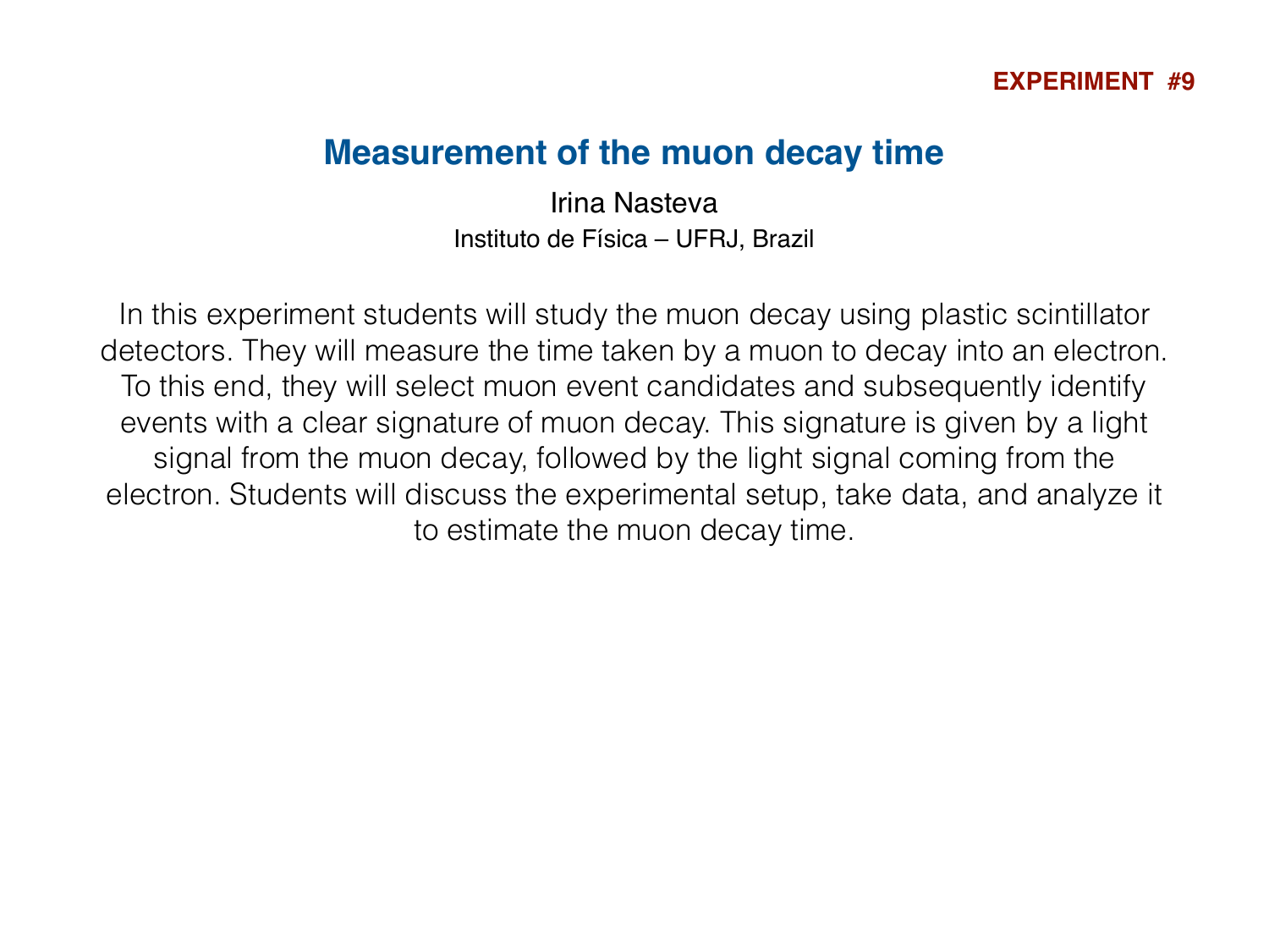**EXPERIMENT #9**

## Measurement of the muon decay time

Irina Nasteva

Instituto de Física – UFRJ, Brazil

In this experiment students will study the muon decay using plastic scintillator detectors. They will measure the time taken by a muon to decay into an electron. To this end, they will select muon event candidates and subsequently identify events with a clear signature of muon decay. This signature is given by a light signal from the muon decay, followed by the light signal coming from the electron. Students will discuss the experimental setup, take data, and analyze it to estimate the muon decay time.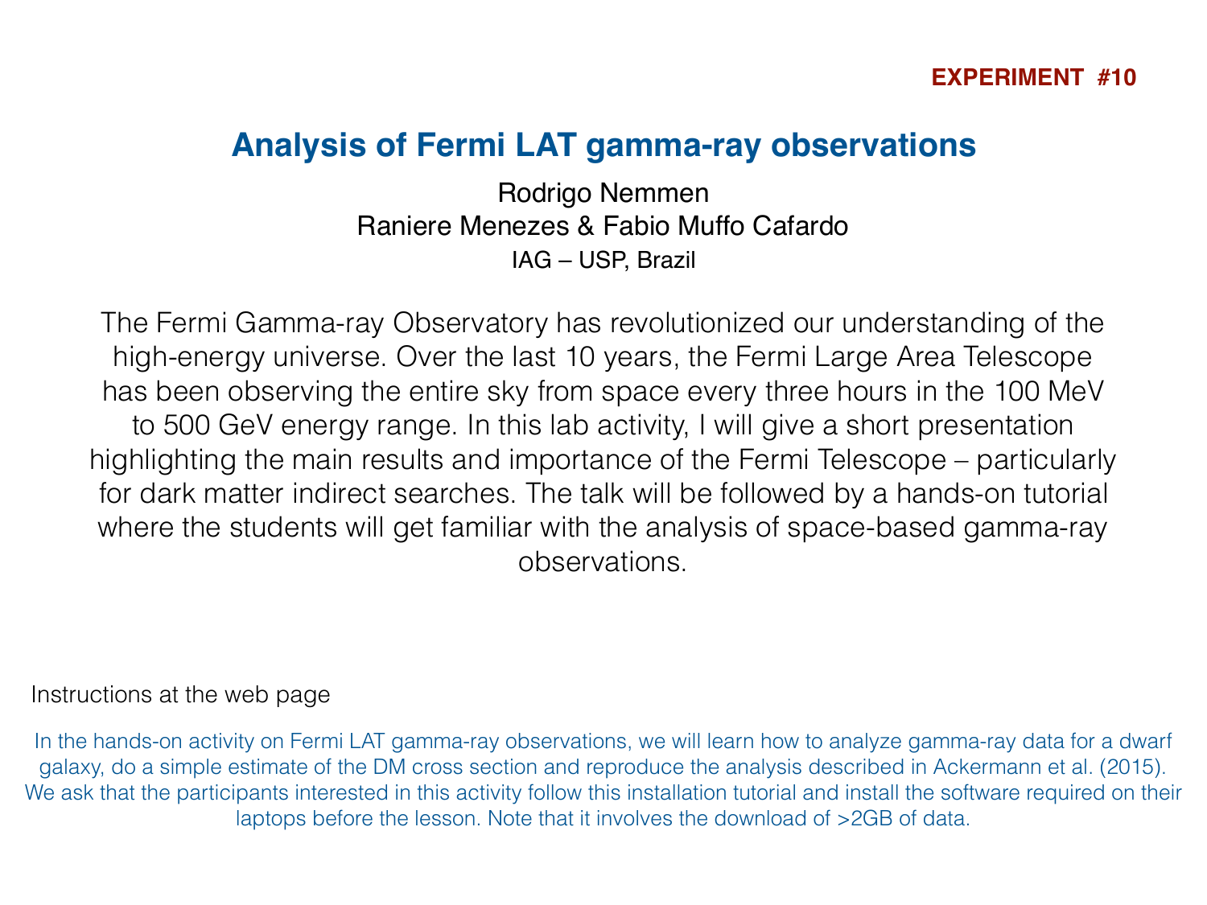**EXPERIMENT #10**

# Analysis of Fermi LAT gamma-ray observations

Rodrigo Nemmen

Raniere Menezes & Fabio Muffo Cafardo

IAG – USP, Brazil

The Fermi Gamma-ray Observatory has revolutionized our understanding of the high-energy universe. Over the last 10 years, the Fermi Large Area Telescope has been observing the entire sky from space every three hours in the 100 MeV to 500 GeV energy range. In this lab activity, I will give a short presentation highlighting the main results and importance of the Fermi Telescope – particularly for dark matter indirect searches. The talk will be followed by a hands-on tutorial where the students will get familiar with the analysis of space-based gamma-ray observations.

Instructions at the web page

In the hands-on activity on Fermi LAT gamma-ray observations, we will learn how to analyze gamma-ray data for a dwarf galaxy, do a simple estimate of the DM cross section and reproduce the analysis described in Ackermann et al. (2015). We ask that the participants interested in this activity follow this installation tutorial and install the software required on their laptops before the lesson. Note that it involves the download of >2GB of data.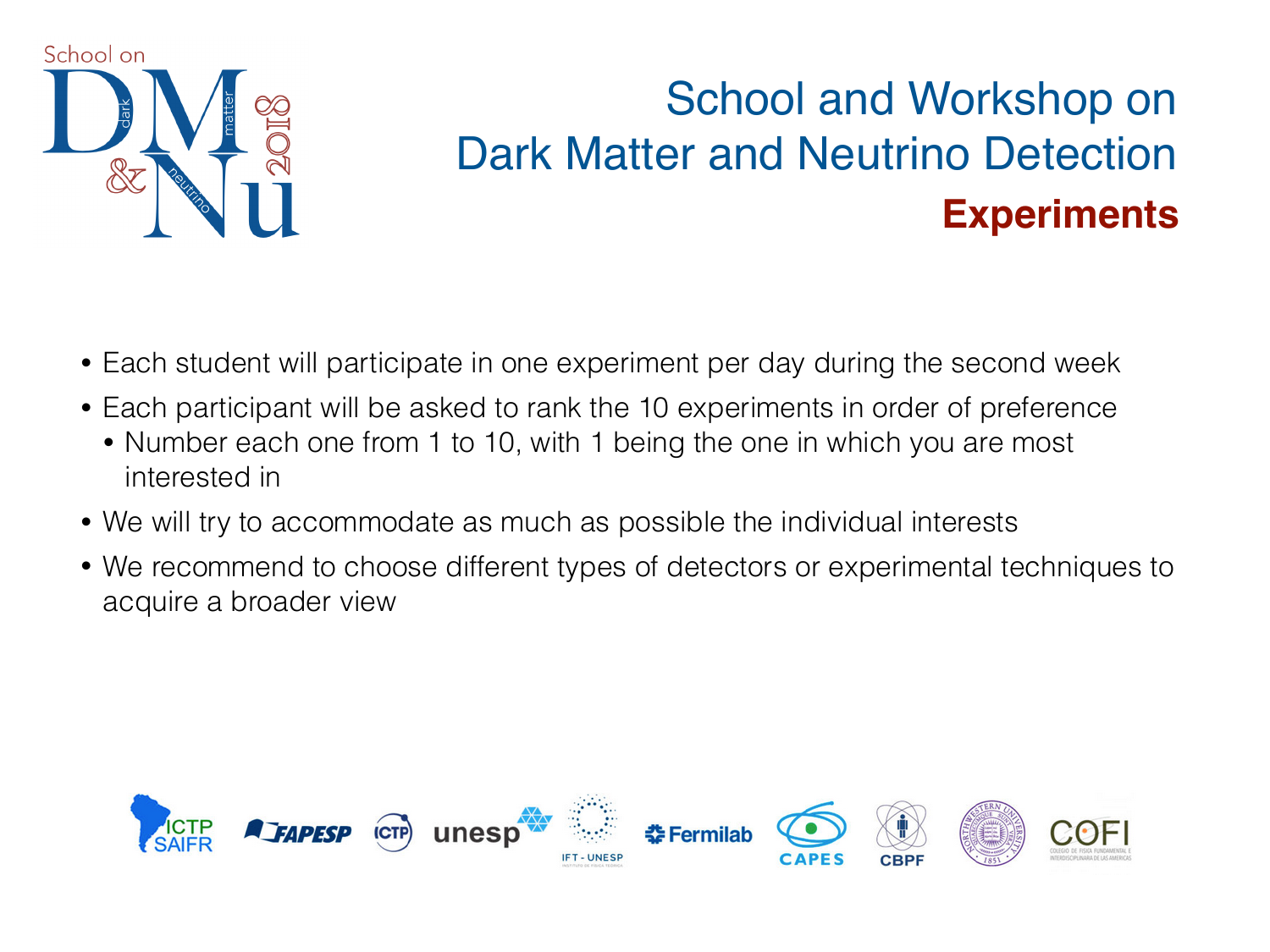# School and Workshop on Dark Matter and Neutrino Detection

## Experiments

- Each student will participate in one experiment per day during the second week
- Each participant will be asked to rank the 10 experiments in order of preference
  - Number each one from 1 to 10, with 1 being the one in which you are most interested in
- We will try to accommodate as much as possible the individual interests
- We recommend to choose different types of detectors or experimental techniques to acquire a broader view